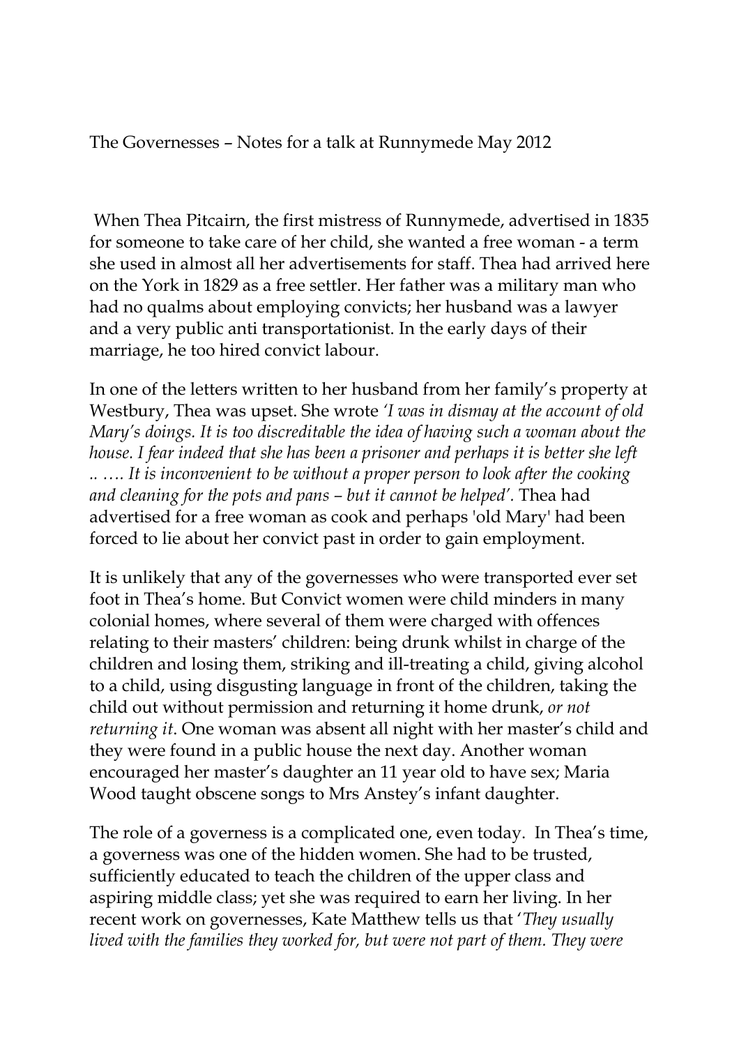The Governesses – Notes for a talk at Runnymede May 2012

When Thea Pitcairn, the first mistress of Runnymede, advertised in 1835 for someone to take care of her child, she wanted a free woman - a term she used in almost all her advertisements for staff. Thea had arrived here on the York in 1829 as a free settler. Her father was a military man who had no qualms about employing convicts; her husband was a lawyer and a very public anti transportationist. In the early days of their marriage, he too hired convict labour.

In one of the letters written to her husband from her family's property at Westbury, Thea was upset. She wrote *'I was in dismay at the account of old Mary's doings. It is too discreditable the idea of having such a woman about the house. I fear indeed that she has been a prisoner and perhaps it is better she left .. …. It is inconvenient to be without a proper person to look after the cooking and cleaning for the pots and pans – but it cannot be helped'.* Thea had advertised for a free woman as cook and perhaps 'old Mary' had been forced to lie about her convict past in order to gain employment.

It is unlikely that any of the governesses who were transported ever set foot in Thea's home. But Convict women were child minders in many colonial homes, where several of them were charged with offences relating to their masters' children: being drunk whilst in charge of the children and losing them, striking and ill-treating a child, giving alcohol to a child, using disgusting language in front of the children, taking the child out without permission and returning it home drunk, *or not returning it*. One woman was absent all night with her master's child and they were found in a public house the next day. Another woman encouraged her master's daughter an 11 year old to have sex; Maria Wood taught obscene songs to Mrs Anstey's infant daughter.

The role of a governess is a complicated one, even today. In Thea's time, a governess was one of the hidden women. She had to be trusted, sufficiently educated to teach the children of the upper class and aspiring middle class; yet she was required to earn her living. In her recent work on governesses, Kate Matthew tells us that '*They usually lived with the families they worked for, but were not part of them. They were*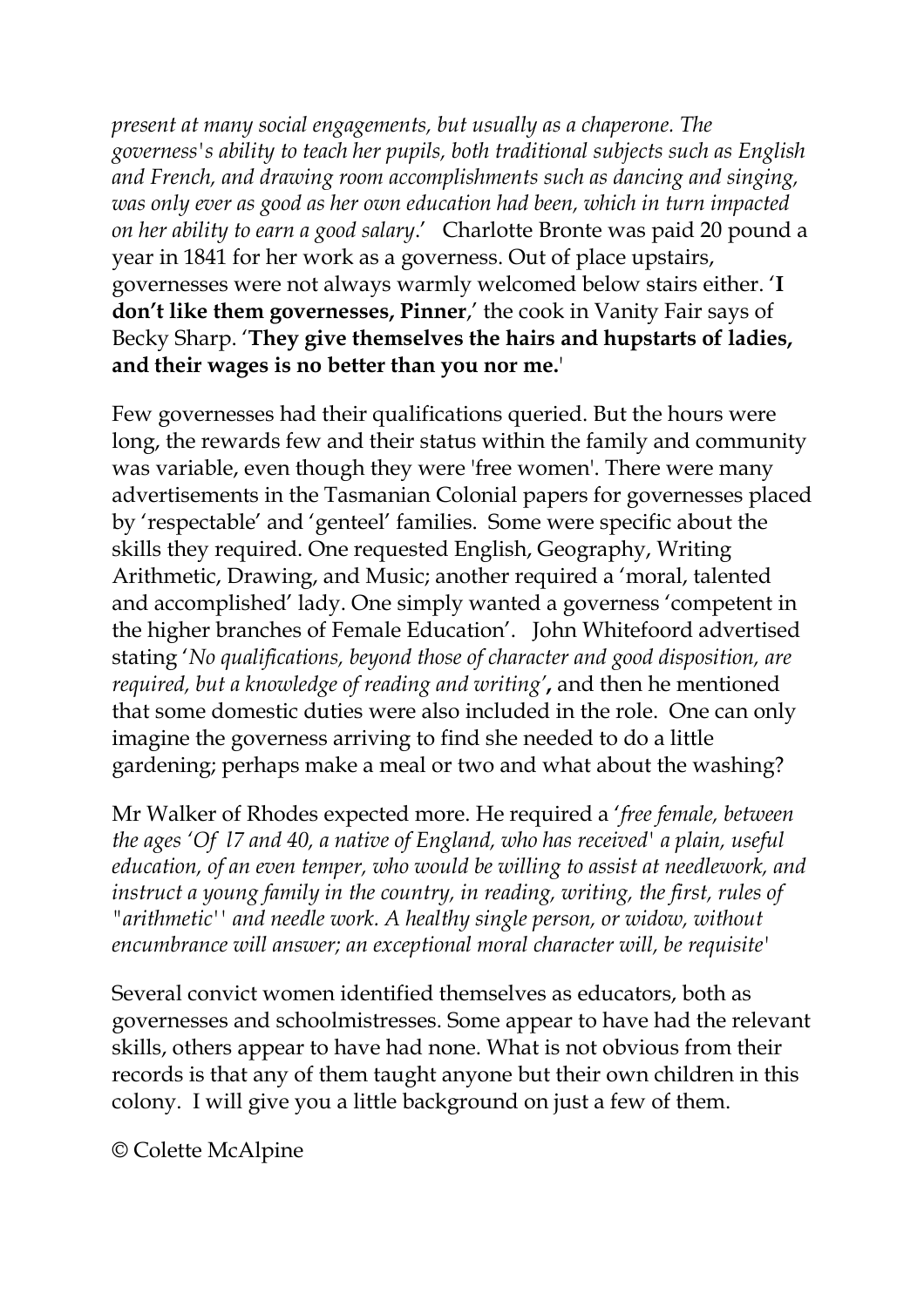*present at many social engagements, but usually as a chaperone. The governess's ability to teach her pupils, both traditional subjects such as English and French, and drawing room accomplishments such as dancing and singing, was only ever as good as her own education had been, which in turn impacted on her ability to earn a good salary*.' Charlotte Bronte was paid 20 pound a year in 1841 for her work as a governess. Out of place upstairs, governesses were not always warmly welcomed below stairs either. '**I don't like them governesses, Pinner**,' the cook in Vanity Fair says of Becky Sharp. '**They give themselves the hairs and hupstarts of ladies, and their wages is no better than you nor me.**'

Few governesses had their qualifications queried. But the hours were long, the rewards few and their status within the family and community was variable, even though they were 'free women'. There were many advertisements in the Tasmanian Colonial papers for governesses placed by 'respectable' and 'genteel' families. Some were specific about the skills they required. One requested English, Geography, Writing Arithmetic, Drawing, and Music; another required a 'moral, talented and accomplished' lady. One simply wanted a governess 'competent in the higher branches of Female Education'. John Whitefoord advertised stating '*No qualifications, beyond those of character and good disposition, are required, but a knowledge of reading and writing'***,** and then he mentioned that some domestic duties were also included in the role. One can only imagine the governess arriving to find she needed to do a little gardening; perhaps make a meal or two and what about the washing?

Mr Walker of Rhodes expected more. He required a '*free female, between the ages 'Of l7 and 40, a native of England, who has received' a plain, useful education, of an even temper, who would be willing to assist at needlework, and instruct a young family in the country, in reading, writing, the first, rules of "arithmetic'' and needle work. A healthy single person, or widow, without encumbrance will answer; an exceptional moral character will, be requisite'*

Several convict women identified themselves as educators, both as governesses and schoolmistresses. Some appear to have had the relevant skills, others appear to have had none. What is not obvious from their records is that any of them taught anyone but their own children in this colony. I will give you a little background on just a few of them.

© Colette McAlpine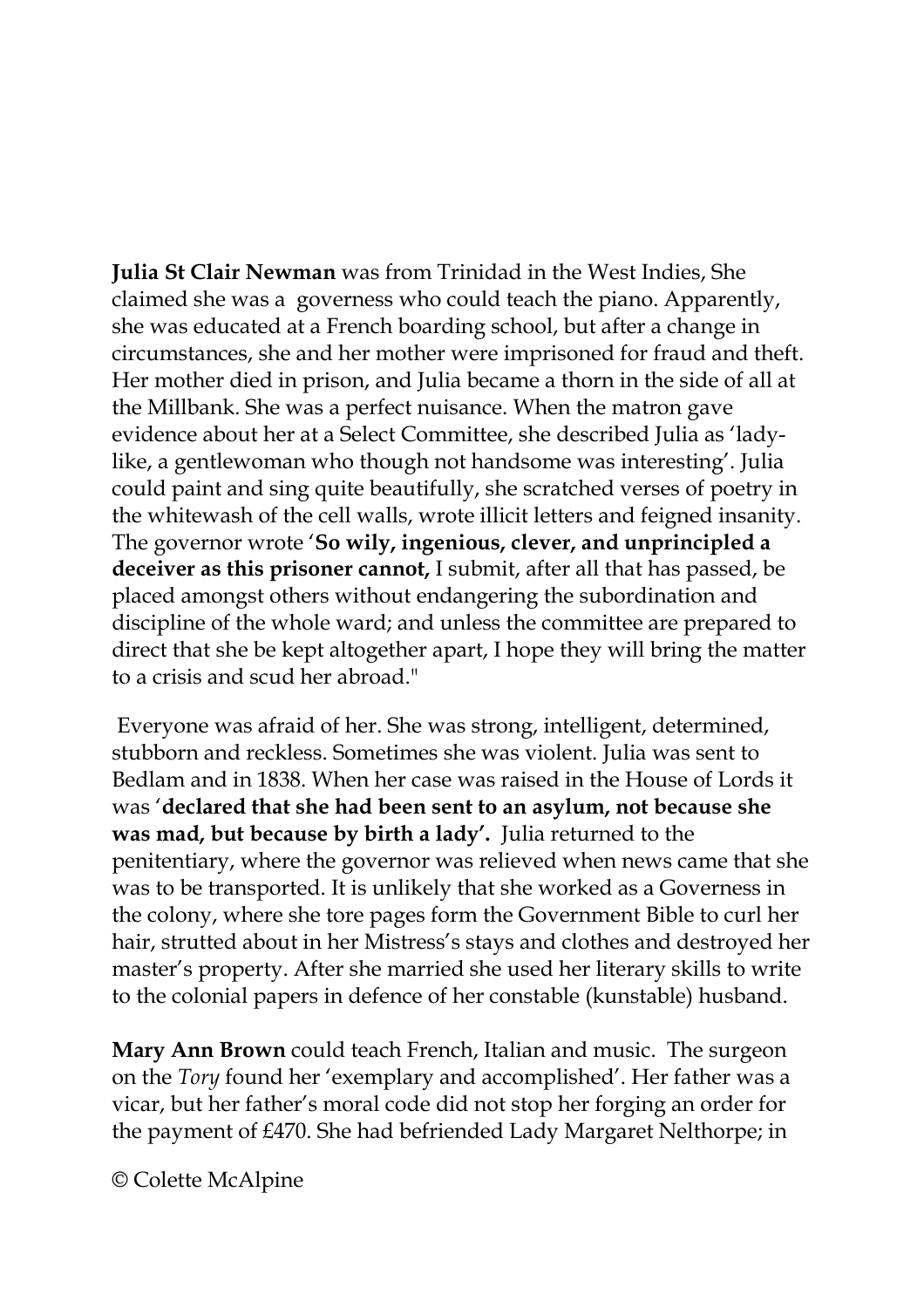**Julia St Clair Newman** was from Trinidad in the West Indies, She claimed she was a  governess who could teach the piano. Apparently, she was educated at a French boarding school, but after a change in circumstances, she and her mother were imprisoned for fraud and theft. Her mother died in prison, and Julia became a thorn in the side of all at the Millbank. She was a perfect nuisance. When the matron gave evidence about her at a Select Committee, she described Julia as 'lady-like, a gentlewoman who though not handsome was interesting'. Julia could paint and sing quite beautifully, she scratched verses of poetry in the whitewash of the cell walls, wrote illicit letters and feigned insanity. The governor wrote '**So wily, ingenious, clever, and unprincipled a deceiver as this prisoner cannot,** I submit, after all that has passed, be placed amongst others without endangering the subordination and discipline of the whole ward; and unless the committee are prepared to direct that she be kept altogether apart, I hope they will bring the matter to a crisis and scud her abroad."

Everyone was afraid of her. She was strong, intelligent, determined, stubborn and reckless. Sometimes she was violent. Julia was sent to Bedlam and in 1838. When her case was raised in the House of Lords it was '**declared that she had been sent to an asylum, not because she was mad, but because by birth a lady'.** Julia returned to the penitentiary, where the governor was relieved when news came that she was to be transported. It is unlikely that she worked as a Governess in the colony, where she tore pages form the Government Bible to curl her hair, strutted about in her Mistress's stays and clothes and destroyed her master's property. After she married she used her literary skills to write to the colonial papers in defence of her constable (kunstable) husband.

**Mary Ann Brown** could teach French, Italian and music.  The surgeon on the *Tory* found her 'exemplary and accomplished'. Her father was a vicar, but her father's moral code did not stop her forging an order for the payment of £470. She had befriended Lady Margaret Nelthorpe; in

© Colette McAlpine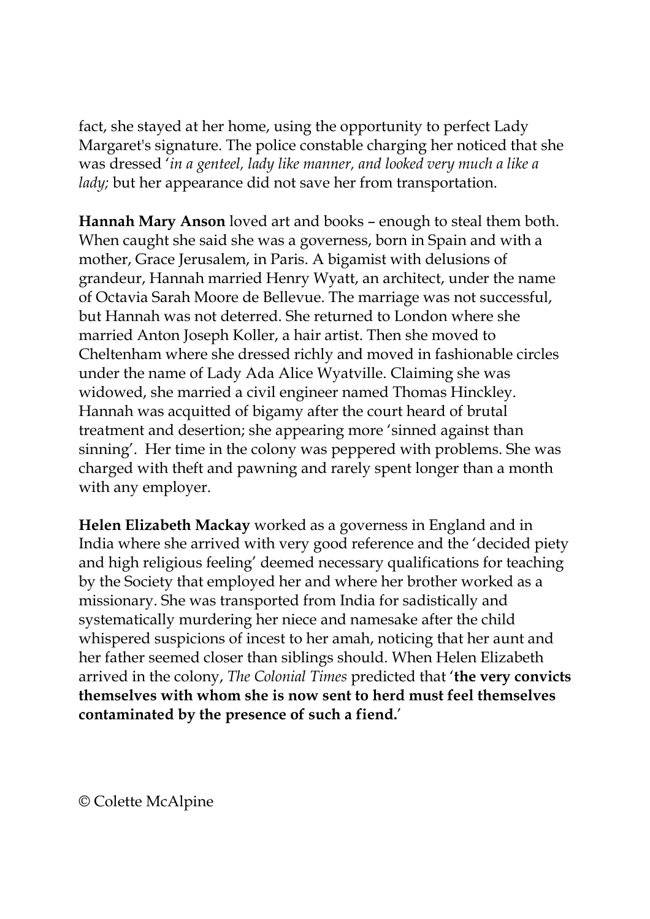fact, she stayed at her home, using the opportunity to perfect Lady Margaret's signature. The police constable charging her noticed that she was dressed '*in a genteel, lady like manner, and looked very much a like a lady;* but her appearance did not save her from transportation.

**Hannah Mary Anson** loved art and books – enough to steal them both. When caught she said she was a governess, born in Spain and with a mother, Grace Jerusalem, in Paris. A bigamist with delusions of grandeur, Hannah married Henry Wyatt, an architect, under the name of Octavia Sarah Moore de Bellevue. The marriage was not successful, but Hannah was not deterred. She returned to London where she married Anton Joseph Koller, a hair artist. Then she moved to Cheltenham where she dressed richly and moved in fashionable circles under the name of Lady Ada Alice Wyatville. Claiming she was widowed, she married a civil engineer named Thomas Hinckley. Hannah was acquitted of bigamy after the court heard of brutal treatment and desertion; she appearing more 'sinned against than sinning'. Her time in the colony was peppered with problems. She was charged with theft and pawning and rarely spent longer than a month with any employer.

**Helen Elizabeth Mackay** worked as a governess in England and in India where she arrived with very good reference and the 'decided piety and high religious feeling' deemed necessary qualifications for teaching by the Society that employed her and where her brother worked as a missionary. She was transported from India for sadistically and systematically murdering her niece and namesake after the child whispered suspicions of incest to her amah, noticing that her aunt and her father seemed closer than siblings should. When Helen Elizabeth arrived in the colony, *The Colonial Times* predicted that '**the very convicts themselves with whom she is now sent to herd must feel themselves contaminated by the presence of such a fiend.**'

© Colette McAlpine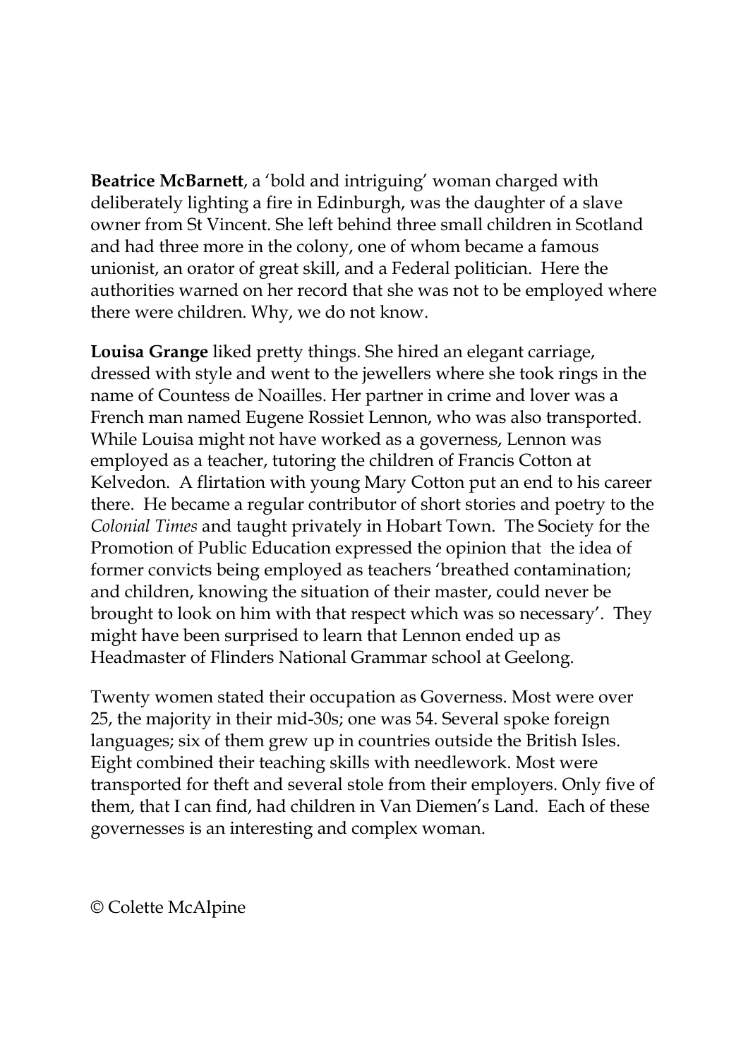**Beatrice McBarnett**, a 'bold and intriguing' woman charged with deliberately lighting a fire in Edinburgh, was the daughter of a slave owner from St Vincent. She left behind three small children in Scotland and had three more in the colony, one of whom became a famous unionist, an orator of great skill, and a Federal politician. Here the authorities warned on her record that she was not to be employed where there were children. Why, we do not know.

**Louisa Grange** liked pretty things. She hired an elegant carriage, dressed with style and went to the jewellers where she took rings in the name of Countess de Noailles. Her partner in crime and lover was a French man named Eugene Rossiet Lennon, who was also transported. While Louisa might not have worked as a governess, Lennon was employed as a teacher, tutoring the children of Francis Cotton at Kelvedon. A flirtation with young Mary Cotton put an end to his career there. He became a regular contributor of short stories and poetry to the *Colonial Times* and taught privately in Hobart Town. The Society for the Promotion of Public Education expressed the opinion that the idea of former convicts being employed as teachers 'breathed contamination; and children, knowing the situation of their master, could never be brought to look on him with that respect which was so necessary'. They might have been surprised to learn that Lennon ended up as Headmaster of Flinders National Grammar school at Geelong.

Twenty women stated their occupation as Governess. Most were over 25, the majority in their mid-30s; one was 54. Several spoke foreign languages; six of them grew up in countries outside the British Isles. Eight combined their teaching skills with needlework. Most were transported for theft and several stole from their employers. Only five of them, that I can find, had children in Van Diemen's Land. Each of these governesses is an interesting and complex woman.

© Colette McAlpine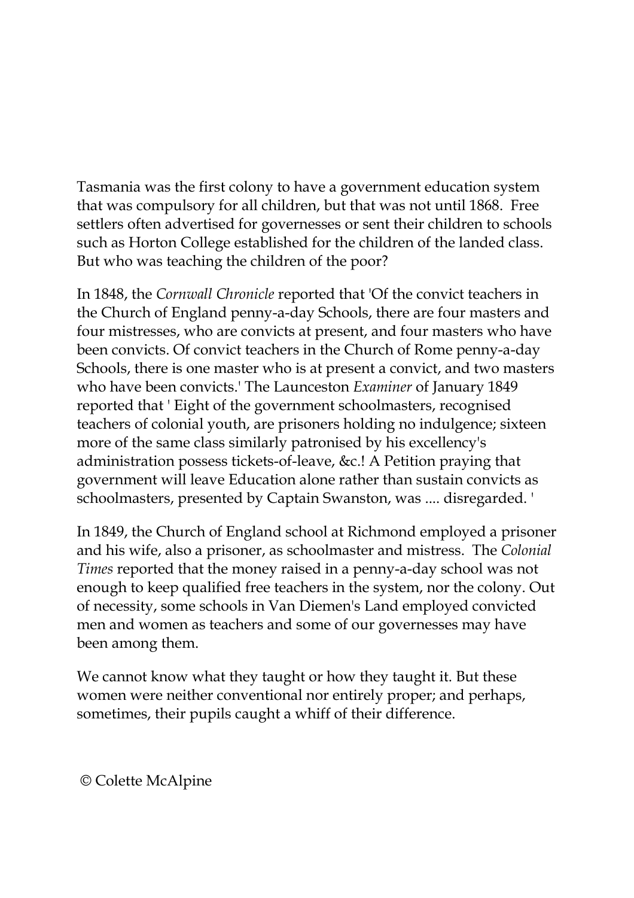Tasmania was the first colony to have a government education system that was compulsory for all children, but that was not until 1868. Free settlers often advertised for governesses or sent their children to schools such as Horton College established for the children of the landed class. But who was teaching the children of the poor?

In 1848, the *Cornwall Chronicle* reported that 'Of the convict teachers in the Church of England penny-a-day Schools, there are four masters and four mistresses, who are convicts at present, and four masters who have been convicts. Of convict teachers in the Church of Rome penny-a-day Schools, there is one master who is at present a convict, and two masters who have been convicts.' The Launceston *Examiner* of January 1849 reported that ' Eight of the government schoolmasters, recognised teachers of colonial youth, are prisoners holding no indulgence; sixteen more of the same class similarly patronised by his excellency's administration possess tickets-of-leave, &c.! A Petition praying that government will leave Education alone rather than sustain convicts as schoolmasters, presented by Captain Swanston, was .... disregarded. '

In 1849, the Church of England school at Richmond employed a prisoner and his wife, also a prisoner, as schoolmaster and mistress. The *Colonial Times* reported that the money raised in a penny-a-day school was not enough to keep qualified free teachers in the system, nor the colony. Out of necessity, some schools in Van Diemen's Land employed convicted men and women as teachers and some of our governesses may have been among them.

We cannot know what they taught or how they taught it. But these women were neither conventional nor entirely proper; and perhaps, sometimes, their pupils caught a whiff of their difference.

© Colette McAlpine